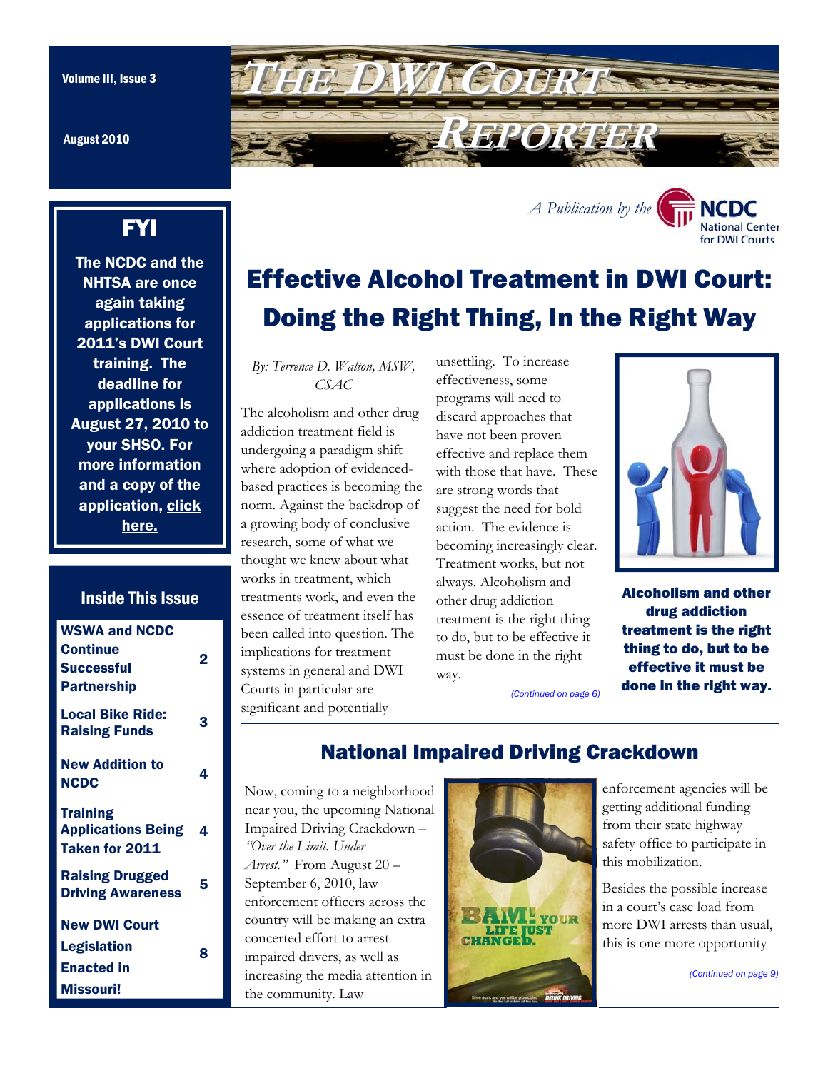Volume III, Issue 3

August 2010

# The DWI Court Reporter

*A Publication by the* NCDC National Center for DWI Courts

## FYI

**The NCDC and the NHTSA are once again taking applications for 2011's DWI Court training. The deadline for applications is August 27, 2010 to your SHSO. For more information and a copy of the application, click here.**

## Inside This Issue

| | |
|---|---|
| WSWA and NCDC Continue Successful Partnership | 2 |
| Local Bike Ride: Raising Funds | 3 |
| New Addition to NCDC | 4 |
| Training Applications Being Taken for 2011 | 4 |
| Raising Drugged Driving Awareness | 5 |
| New DWI Court Legislation Enacted in Missouri! | 8 |

# Effective Alcohol Treatment in DWI Court: Doing the Right Thing, In the Right Way

*By: Terrence D. Walton, MSW, CSAC*

The alcoholism and other drug addiction treatment field is undergoing a paradigm shift where adoption of evidenced-based practices is becoming the norm. Against the backdrop of a growing body of conclusive research, some of what we thought we knew about what works in treatment, which treatments work, and even the essence of treatment itself has been called into question. The implications for treatment systems in general and DWI Courts in particular are significant and potentially unsettling. To increase effectiveness, some programs will need to discard approaches that have not been proven effective and replace them with those that have. These are strong words that suggest the need for bold action. The evidence is becoming increasingly clear. Treatment works, but not always. Alcoholism and other drug addiction treatment is the right thing to do, but to be effective it must be done in the right way.

*(Continued on page 6)*

**Alcoholism and other drug addiction treatment is the right thing to do, but to be effective it must be done in the right way.**

## National Impaired Driving Crackdown

Now, coming to a neighborhood near you, the upcoming National Impaired Driving Crackdown – *"Over the Limit. Under Arrest."* From August 20 – September 6, 2010, law enforcement officers across the country will be making an extra concerted effort to arrest impaired drivers, as well as increasing the media attention in the community. Law enforcement agencies will be getting additional funding from their state highway safety office to participate in this mobilization.

Besides the possible increase in a court's case load from more DWI arrests than usual, this is one more opportunity

*(Continued on page 9)*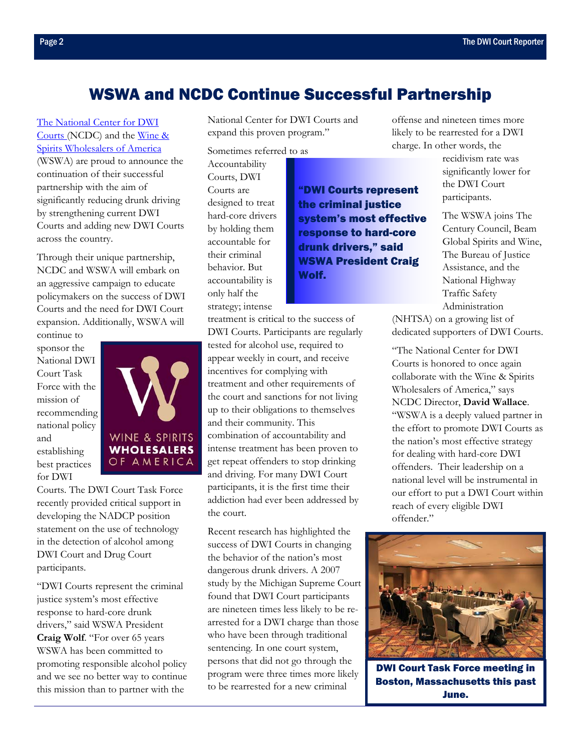# WSWA and NCDC Continue Successful Partnership

The National Center for DWI Courts (NCDC) and the Wine & Spirits Wholesalers of America (WSWA) are proud to announce the continuation of their successful partnership with the aim of significantly reducing drunk driving by strengthening current DWI Courts and adding new DWI Courts across the country.

Through their unique partnership, NCDC and WSWA will embark on an aggressive campaign to educate policymakers on the success of DWI Courts and the need for DWI Court expansion. Additionally, WSWA will continue to sponsor the National DWI Court Task Force with the mission of recommending national policy and establishing best practices for DWI Courts. The DWI Court Task Force recently provided critical support in developing the NADCP position statement on the use of technology in the detection of alcohol among DWI Court and Drug Court participants.

"DWI Courts represent the criminal justice system's most effective response to hard-core drunk drivers," said WSWA President **Craig Wolf**. "For over 65 years WSWA has been committed to promoting responsible alcohol policy and we see no better way to continue this mission than to partner with the National Center for DWI Courts and expand this proven program."

Sometimes referred to as Accountability Courts, DWI Courts are designed to treat hard-core drivers by holding them accountable for their criminal behavior. But accountability is only half the strategy; intense treatment is critical to the success of DWI Courts. Participants are regularly tested for alcohol use, required to appear weekly in court, and receive incentives for complying with treatment and other requirements of the court and sanctions for not living up to their obligations to themselves and their community. This combination of accountability and intense treatment has been proven to get repeat offenders to stop drinking and driving. For many DWI Court participants, it is the first time their addiction had ever been addressed by the court.

> **"DWI Courts represent the criminal justice system's most effective response to hard-core drunk drivers," said WSWA President Craig Wolf.**

Recent research has highlighted the success of DWI Courts in changing the behavior of the nation's most dangerous drunk drivers. A 2007 study by the Michigan Supreme Court found that DWI Court participants are nineteen times less likely to be re-arrested for a DWI charge than those who have been through traditional sentencing. In one court system, persons that did not go through the program were three times more likely to be rearrested for a new criminal offense and nineteen times more likely to be rearrested for a DWI charge. In other words, the recidivism rate was significantly lower for the DWI Court participants.

The WSWA joins The Century Council, Beam Global Spirits and Wine, The Bureau of Justice Assistance, and the National Highway Traffic Safety Administration (NHTSA) on a growing list of dedicated supporters of DWI Courts.

"The National Center for DWI Courts is honored to once again collaborate with the Wine & Spirits Wholesalers of America," says NCDC Director, **David Wallace**. "WSWA is a deeply valued partner in the effort to promote DWI Courts as the nation's most effective strategy for dealing with hard-core DWI offenders. Their leadership on a national level will be instrumental in our effort to put a DWI Court within reach of every eligible DWI offender."

**DWI Court Task Force meeting in Boston, Massachusetts this past June.**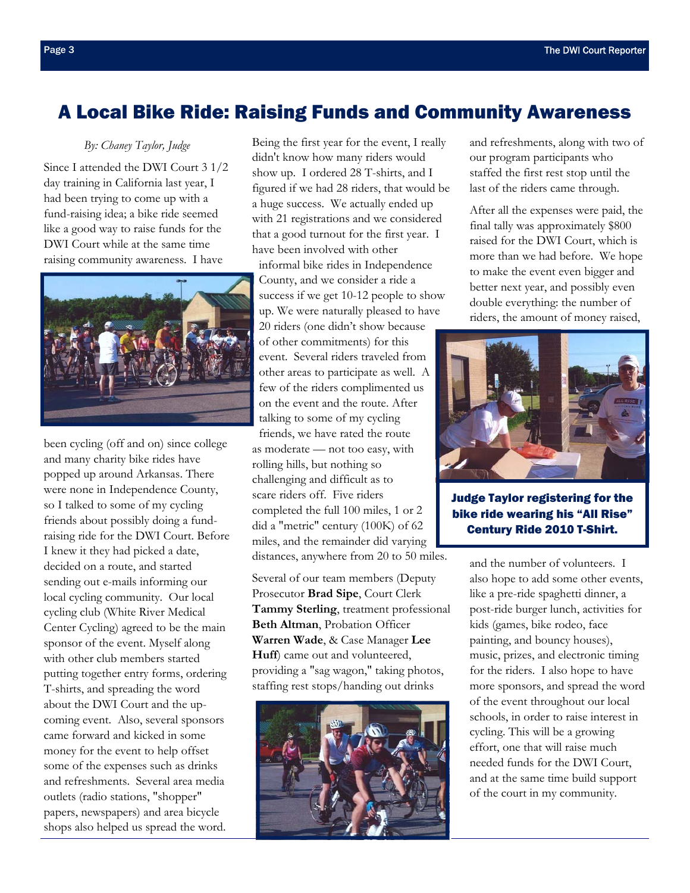# A Local Bike Ride: Raising Funds and Community Awareness

*By: Chaney Taylor, Judge*

Since I attended the DWI Court 3 1/2 day training in California last year, I had been trying to come up with a fund-raising idea; a bike ride seemed like a good way to raise funds for the DWI Court while at the same time raising community awareness. I have been cycling (off and on) since college and many charity bike rides have popped up around Arkansas. There were none in Independence County, so I talked to some of my cycling friends about possibly doing a fund-raising ride for the DWI Court. Before I knew it they had picked a date, decided on a route, and started sending out e-mails informing our local cycling community. Our local cycling club (White River Medical Center Cycling) agreed to be the main sponsor of the event. Myself along with other club members started putting together entry forms, ordering T-shirts, and spreading the word about the DWI Court and the up-coming event. Also, several sponsors came forward and kicked in some money for the event to help offset some of the expenses such as drinks and refreshments. Several area media outlets (radio stations, "shopper" papers, newspapers) and area bicycle shops also helped us spread the word.

Being the first year for the event, I really didn't know how many riders would show up. I ordered 28 T-shirts, and I figured if we had 28 riders, that would be a huge success. We actually ended up with 21 registrations and we considered that a good turnout for the first year. I have been involved with other informal bike rides in Independence County, and we consider a ride a success if we get 10-12 people to show up. We were naturally pleased to have 20 riders (one didn't show because of other commitments) for this event. Several riders traveled from other areas to participate as well. A few of the riders complimented us on the event and the route. After talking to some of my cycling friends, we have rated the route as moderate — not too easy, with rolling hills, but nothing so challenging and difficult as to scare riders off. Five riders completed the full 100 miles, 1 or 2 did a "metric" century (100K) of 62 miles, and the remainder did varying distances, anywhere from 20 to 50 miles.

Several of our team members (Deputy Prosecutor **Brad Sipe**, Court Clerk **Tammy Sterling**, treatment professional **Beth Altman**, Probation Officer **Warren Wade**, & Case Manager **Lee Huff**) came out and volunteered, providing a "sag wagon," taking photos, staffing rest stops/handing out drinks and refreshments, along with two of our program participants who staffed the first rest stop until the last of the riders came through.

After all the expenses were paid, the final tally was approximately $800 raised for the DWI Court, which is more than we had before. We hope to make the event even bigger and better next year, and possibly even double everything: the number of riders, the amount of money raised, and the number of volunteers. I also hope to add some other events, like a pre-ride spaghetti dinner, a post-ride burger lunch, activities for kids (games, bike rodeo, face painting, and bouncy houses), music, prizes, and electronic timing for the riders. I also hope to have more sponsors, and spread the word of the event throughout our local schools, in order to raise interest in cycling. This will be a growing effort, one that will raise much needed funds for the DWI Court, and at the same time build support of the court in my community.

**Judge Taylor registering for the bike ride wearing his "All Rise" Century Ride 2010 T-Shirt.**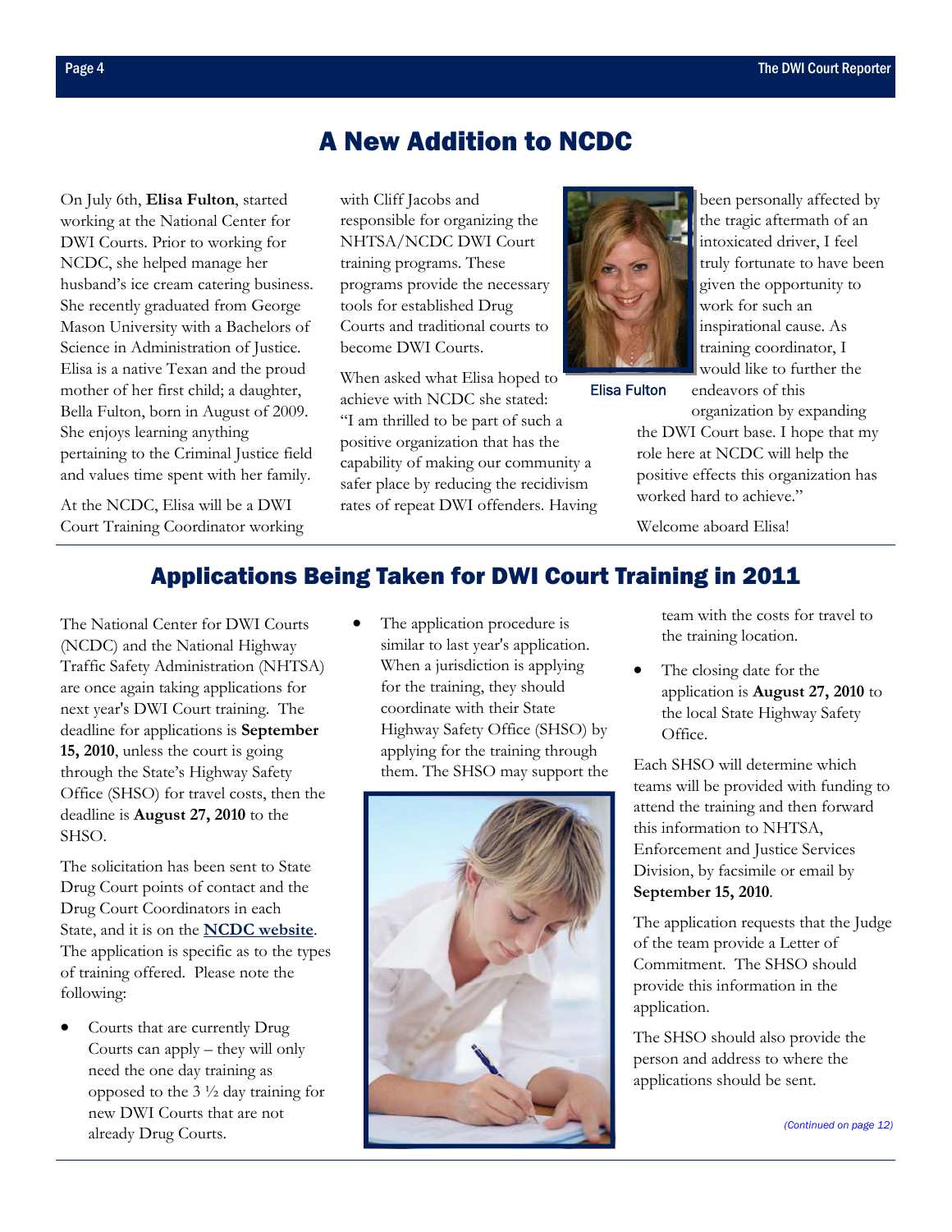## A New Addition to NCDC

On July 6th, **Elisa Fulton**, started working at the National Center for DWI Courts. Prior to working for NCDC, she helped manage her husband's ice cream catering business. She recently graduated from George Mason University with a Bachelors of Science in Administration of Justice. Elisa is a native Texan and the proud mother of her first child; a daughter, Bella Fulton, born in August of 2009. She enjoys learning anything pertaining to the Criminal Justice field and values time spent with her family.

At the NCDC, Elisa will be a DWI Court Training Coordinator working with Cliff Jacobs and responsible for organizing the NHTSA/NCDC DWI Court training programs. These programs provide the necessary tools for established Drug Courts and traditional courts to become DWI Courts.

When asked what Elisa hoped to achieve with NCDC she stated: "I am thrilled to be part of such a positive organization that has the capability of making our community a safer place by reducing the recidivism rates of repeat DWI offenders. Having been personally affected by the tragic aftermath of an intoxicated driver, I feel truly fortunate to have been given the opportunity to work for such an inspirational cause. As training coordinator, I would like to further the endeavors of this organization by expanding the DWI Court base. I hope that my role here at NCDC will help the positive effects this organization has worked hard to achieve."

Elisa Fulton

Welcome aboard Elisa!

## Applications Being Taken for DWI Court Training in 2011

The National Center for DWI Courts (NCDC) and the National Highway Traffic Safety Administration (NHTSA) are once again taking applications for next year's DWI Court training. The deadline for applications is **September 15, 2010**, unless the court is going through the State's Highway Safety Office (SHSO) for travel costs, then the deadline is **August 27, 2010** to the SHSO.

The solicitation has been sent to State Drug Court points of contact and the Drug Court Coordinators in each State, and it is on the **NCDC website**. The application is specific as to the types of training offered. Please note the following:

- Courts that are currently Drug Courts can apply – they will only need the one day training as opposed to the 3 ½ day training for new DWI Courts that are not already Drug Courts.
- The application procedure is similar to last year's application. When a jurisdiction is applying for the training, they should coordinate with their State Highway Safety Office (SHSO) by applying for the training through them. The SHSO may support the team with the costs for travel to the training location.
- The closing date for the application is **August 27, 2010** to the local State Highway Safety Office.

Each SHSO will determine which teams will be provided with funding to attend the training and then forward this information to NHTSA, Enforcement and Justice Services Division, by facsimile or email by **September 15, 2010**.

The application requests that the Judge of the team provide a Letter of Commitment. The SHSO should provide this information in the application.

The SHSO should also provide the person and address to where the applications should be sent.

*(Continued on page 12)*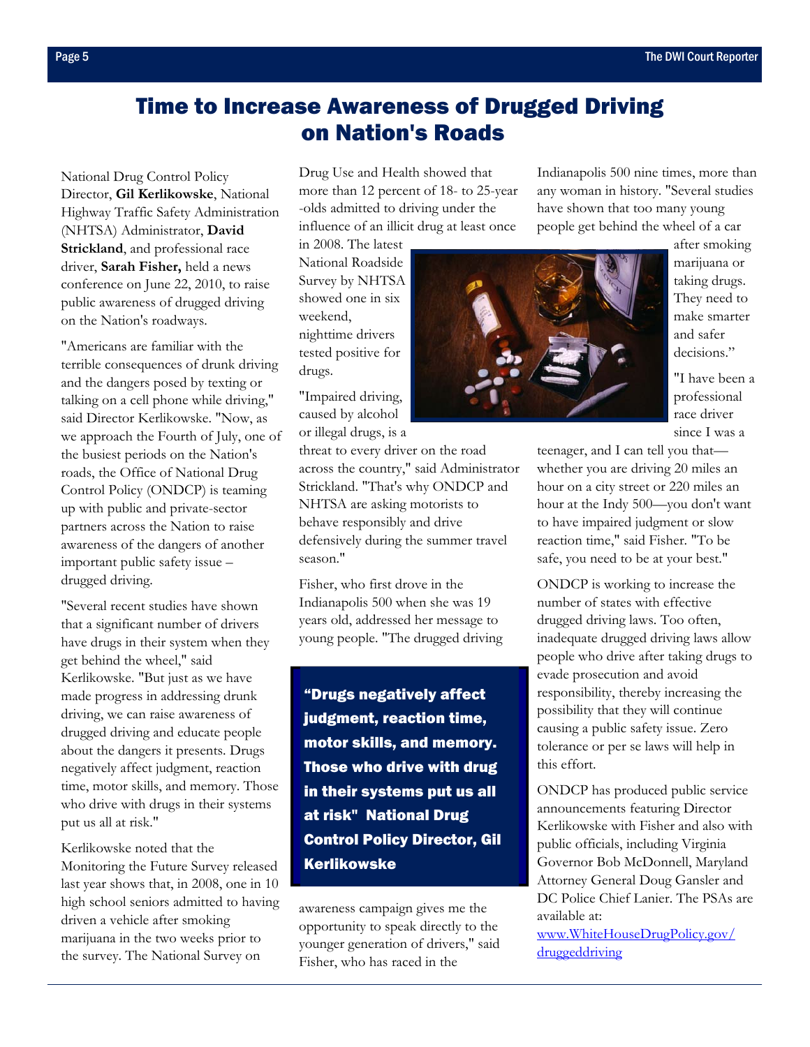# Time to Increase Awareness of Drugged Driving on Nation's Roads

National Drug Control Policy Director, **Gil Kerlikowske**, National Highway Traffic Safety Administration (NHTSA) Administrator, **David Strickland**, and professional race driver, **Sarah Fisher,** held a news conference on June 22, 2010, to raise public awareness of drugged driving on the Nation's roadways.

"Americans are familiar with the terrible consequences of drunk driving and the dangers posed by texting or talking on a cell phone while driving," said Director Kerlikowske. "Now, as we approach the Fourth of July, one of the busiest periods on the Nation's roads, the Office of National Drug Control Policy (ONDCP) is teaming up with public and private-sector partners across the Nation to raise awareness of the dangers of another important public safety issue – drugged driving.

"Several recent studies have shown that a significant number of drivers have drugs in their system when they get behind the wheel," said Kerlikowske. "But just as we have made progress in addressing drunk driving, we can raise awareness of drugged driving and educate people about the dangers it presents. Drugs negatively affect judgment, reaction time, motor skills, and memory. Those who drive with drugs in their systems put us all at risk."

Kerlikowske noted that the Monitoring the Future Survey released last year shows that, in 2008, one in 10 high school seniors admitted to having driven a vehicle after smoking marijuana in the two weeks prior to the survey. The National Survey on Drug Use and Health showed that more than 12 percent of 18- to 25-year -olds admitted to driving under the influence of an illicit drug at least once in 2008. The latest National Roadside Survey by NHTSA showed one in six weekend, nighttime drivers tested positive for drugs.

"Impaired driving, caused by alcohol or illegal drugs, is a threat to every driver on the road across the country," said Administrator Strickland. "That's why ONDCP and NHTSA are asking motorists to behave responsibly and drive defensively during the summer travel season."

Fisher, who first drove in the Indianapolis 500 when she was 19 years old, addressed her message to young people. "The drugged driving awareness campaign gives me the opportunity to speak directly to the younger generation of drivers," said Fisher, who has raced in the Indianapolis 500 nine times, more than any woman in history. "Several studies have shown that too many young people get behind the wheel of a car after smoking marijuana or taking drugs. They need to make smarter and safer decisions."

> **"Drugs negatively affect judgment, reaction time, motor skills, and memory. Those who drive with drug in their systems put us all at risk" National Drug Control Policy Director, Gil Kerlikowske**

"I have been a professional race driver since I was a teenager, and I can tell you that—whether you are driving 20 miles an hour on a city street or 220 miles an hour at the Indy 500—you don't want to have impaired judgment or slow reaction time," said Fisher. "To be safe, you need to be at your best."

ONDCP is working to increase the number of states with effective drugged driving laws. Too often, inadequate drugged driving laws allow people who drive after taking drugs to evade prosecution and avoid responsibility, thereby increasing the possibility that they will continue causing a public safety issue. Zero tolerance or per se laws will help in this effort.

ONDCP has produced public service announcements featuring Director Kerlikowske with Fisher and also with public officials, including Virginia Governor Bob McDonnell, Maryland Attorney General Doug Gansler and DC Police Chief Lanier. The PSAs are available at: www.WhiteHouseDrugPolicy.gov/druggeddriving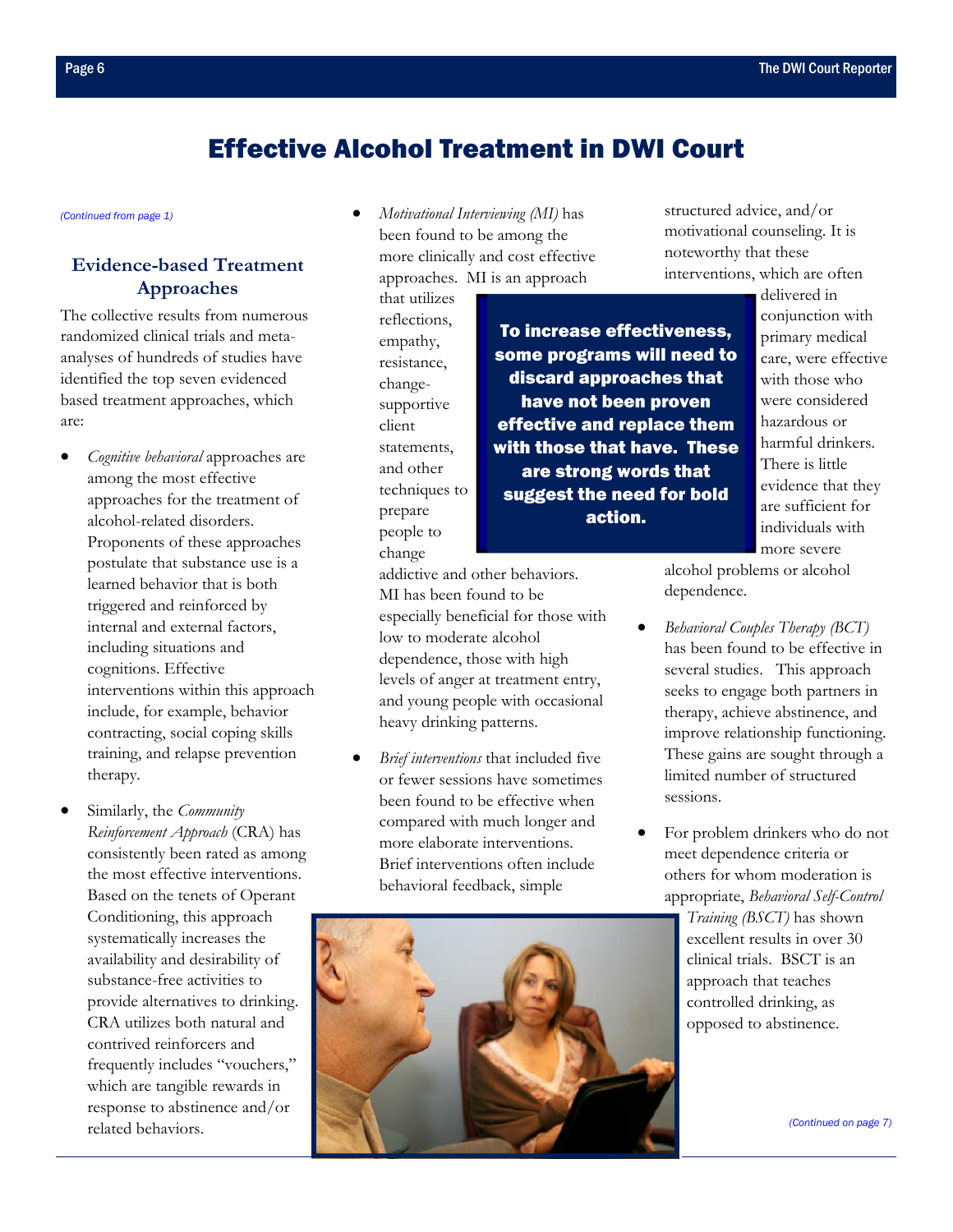# Effective Alcohol Treatment in DWI Court

*(Continued from page 1)*

## Evidence-based Treatment Approaches

The collective results from numerous randomized clinical trials and meta-analyses of hundreds of studies have identified the top seven evidenced based treatment approaches, which are:

- *Cognitive behavioral* approaches are among the most effective approaches for the treatment of alcohol-related disorders. Proponents of these approaches postulate that substance use is a learned behavior that is both triggered and reinforced by internal and external factors, including situations and cognitions. Effective interventions within this approach include, for example, behavior contracting, social coping skills training, and relapse prevention therapy.
- Similarly, the *Community Reinforcement Approach* (CRA) has consistently been rated as among the most effective interventions. Based on the tenets of Operant Conditioning, this approach systematically increases the availability and desirability of substance-free activities to provide alternatives to drinking. CRA utilizes both natural and contrived reinforcers and frequently includes "vouchers," which are tangible rewards in response to abstinence and/or related behaviors.
- *Motivational Interviewing (MI)* has been found to be among the more clinically and cost effective approaches. MI is an approach that utilizes reflections, empathy, resistance, change-supportive client statements, and other techniques to prepare people to change addictive and other behaviors. MI has been found to be especially beneficial for those with low to moderate alcohol dependence, those with high levels of anger at treatment entry, and young people with occasional heavy drinking patterns.
- *Brief interventions* that included five or fewer sessions have sometimes been found to be effective when compared with much longer and more elaborate interventions. Brief interventions often include behavioral feedback, simple structured advice, and/or motivational counseling. It is noteworthy that these interventions, which are often delivered in conjunction with primary medical care, were effective with those who were considered hazardous or harmful drinkers. There is little evidence that they are sufficient for individuals with more severe alcohol problems or alcohol dependence.

**To increase effectiveness, some programs will need to discard approaches that have not been proven effective and replace them with those that have. These are strong words that suggest the need for bold action.**

- *Behavioral Couples Therapy (BCT)* has been found to be effective in several studies. This approach seeks to engage both partners in therapy, achieve abstinence, and improve relationship functioning. These gains are sought through a limited number of structured sessions.
- For problem drinkers who do not meet dependence criteria or others for whom moderation is appropriate, *Behavioral Self-Control Training (BSCT)* has shown excellent results in over 30 clinical trials. BSCT is an approach that teaches controlled drinking, as opposed to abstinence.

*(Continued on page 7)*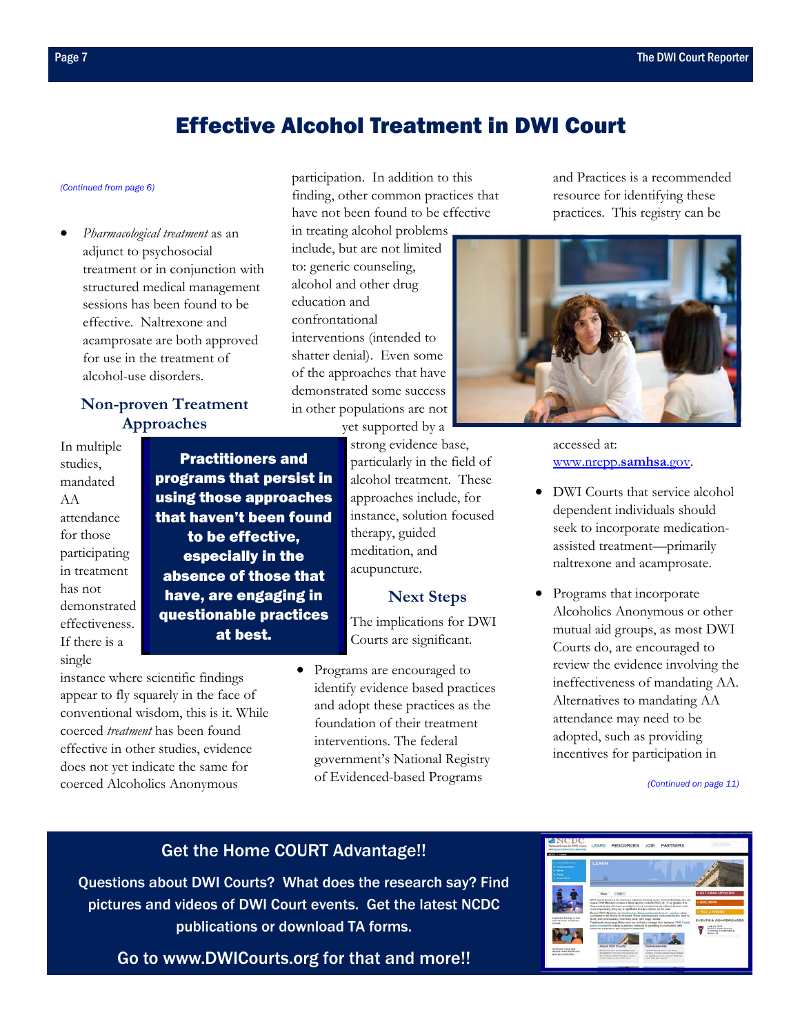# Effective Alcohol Treatment in DWI Court

*(Continued from page 6)*

- *Pharmacological treatment* as an adjunct to psychosocial treatment or in conjunction with structured medical management sessions has been found to be effective. Naltrexone and acamprosate are both approved for use in the treatment of alcohol-use disorders.

## Non-proven Treatment Approaches

In multiple studies, mandated AA attendance for those participating in treatment has not demonstrated effectiveness. If there is a single instance where scientific findings appear to fly squarely in the face of conventional wisdom, this is it. While coerced *treatment* has been found effective in other studies, evidence does not yet indicate the same for coerced Alcoholics Anonymous participation. In addition to this finding, other common practices that have not been found to be effective in treating alcohol problems include, but are not limited to: generic counseling, alcohol and other drug education and confrontational interventions (intended to shatter denial). Even some of the approaches that have demonstrated some success in other populations are not yet supported by a strong evidence base, particularly in the field of alcohol treatment. These approaches include, for instance, solution focused therapy, guided meditation, and acupuncture.

**Practitioners and programs that persist in using those approaches that haven't been found to be effective, especially in the absence of those that have, are engaging in questionable practices at best.**

## Next Steps

The implications for DWI Courts are significant.

- Programs are encouraged to identify evidence based practices and adopt these practices as the foundation of their treatment interventions. The federal government's National Registry of Evidenced-based Programs and Practices is a recommended resource for identifying these practices. This registry can be accessed at: www.nrepp.samhsa.gov.
- DWI Courts that service alcohol dependent individuals should seek to incorporate medication-assisted treatment—primarily naltrexone and acamprosate.
- Programs that incorporate Alcoholics Anonymous or other mutual aid groups, as most DWI Courts do, are encouraged to review the evidence involving the ineffectiveness of mandating AA. Alternatives to mandating AA attendance may need to be adopted, such as providing incentives for participation in

*(Continued on page 11)*

**Get the Home COURT Advantage!!**

Questions about DWI Courts? What does the research say? Find pictures and videos of DWI Court events. Get the latest NCDC publications or download TA forms.

Go to www.DWICourts.org for that and more!!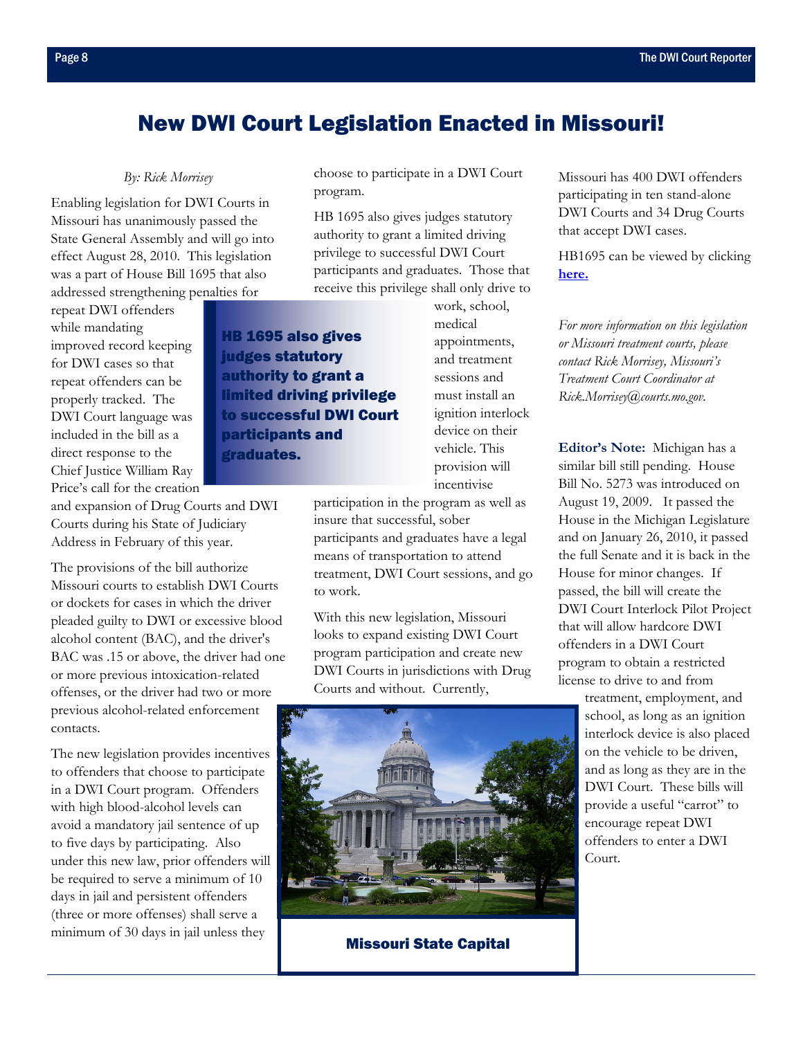# New DWI Court Legislation Enacted in Missouri!

*By: Rick Morrisey*

Enabling legislation for DWI Courts in Missouri has unanimously passed the State General Assembly and will go into effect August 28, 2010. This legislation was a part of House Bill 1695 that also addressed strengthening penalties for repeat DWI offenders while mandating improved record keeping for DWI cases so that repeat offenders can be properly tracked. The DWI Court language was included in the bill as a direct response to the Chief Justice William Ray Price's call for the creation and expansion of Drug Courts and DWI Courts during his State of Judiciary Address in February of this year.

**HB 1695 also gives judges statutory authority to grant a limited driving privilege to successful DWI Court participants and graduates.**

The provisions of the bill authorize Missouri courts to establish DWI Courts or dockets for cases in which the driver pleaded guilty to DWI or excessive blood alcohol content (BAC), and the driver's BAC was .15 or above, the driver had one or more previous intoxication-related offenses, or the driver had two or more previous alcohol-related enforcement contacts.

The new legislation provides incentives to offenders that choose to participate in a DWI Court program. Offenders with high blood-alcohol levels can avoid a mandatory jail sentence of up to five days by participating. Also under this new law, prior offenders will be required to serve a minimum of 10 days in jail and persistent offenders (three or more offenses) shall serve a minimum of 30 days in jail unless they choose to participate in a DWI Court program.

HB 1695 also gives judges statutory authority to grant a limited driving privilege to successful DWI Court participants and graduates. Those that receive this privilege shall only drive to work, school, medical appointments, and treatment sessions and must install an ignition interlock device on their vehicle. This provision will incentivise participation in the program as well as insure that successful, sober participants and graduates have a legal means of transportation to attend treatment, DWI Court sessions, and go to work.

With this new legislation, Missouri looks to expand existing DWI Court program participation and create new DWI Courts in jurisdictions with Drug Courts and without. Currently, Missouri has 400 DWI offenders participating in ten stand-alone DWI Courts and 34 Drug Courts that accept DWI cases.

Missouri State Capital

HB1695 can be viewed by clicking **here.**

*For more information on this legislation or Missouri treatment courts, please contact Rick Morrisey, Missouri's Treatment Court Coordinator at Rick.Morrisey@courts.mo.gov.*

**Editor's Note:** Michigan has a similar bill still pending. House Bill No. 5273 was introduced on August 19, 2009. It passed the House in the Michigan Legislature and on January 26, 2010, it passed the full Senate and it is back in the House for minor changes. If passed, the bill will create the DWI Court Interlock Pilot Project that will allow hardcore DWI offenders in a DWI Court program to obtain a restricted license to drive to and from treatment, employment, and school, as long as an ignition interlock device is also placed on the vehicle to be driven, and as long as they are in the DWI Court. These bills will provide a useful "carrot" to encourage repeat DWI offenders to enter a DWI Court.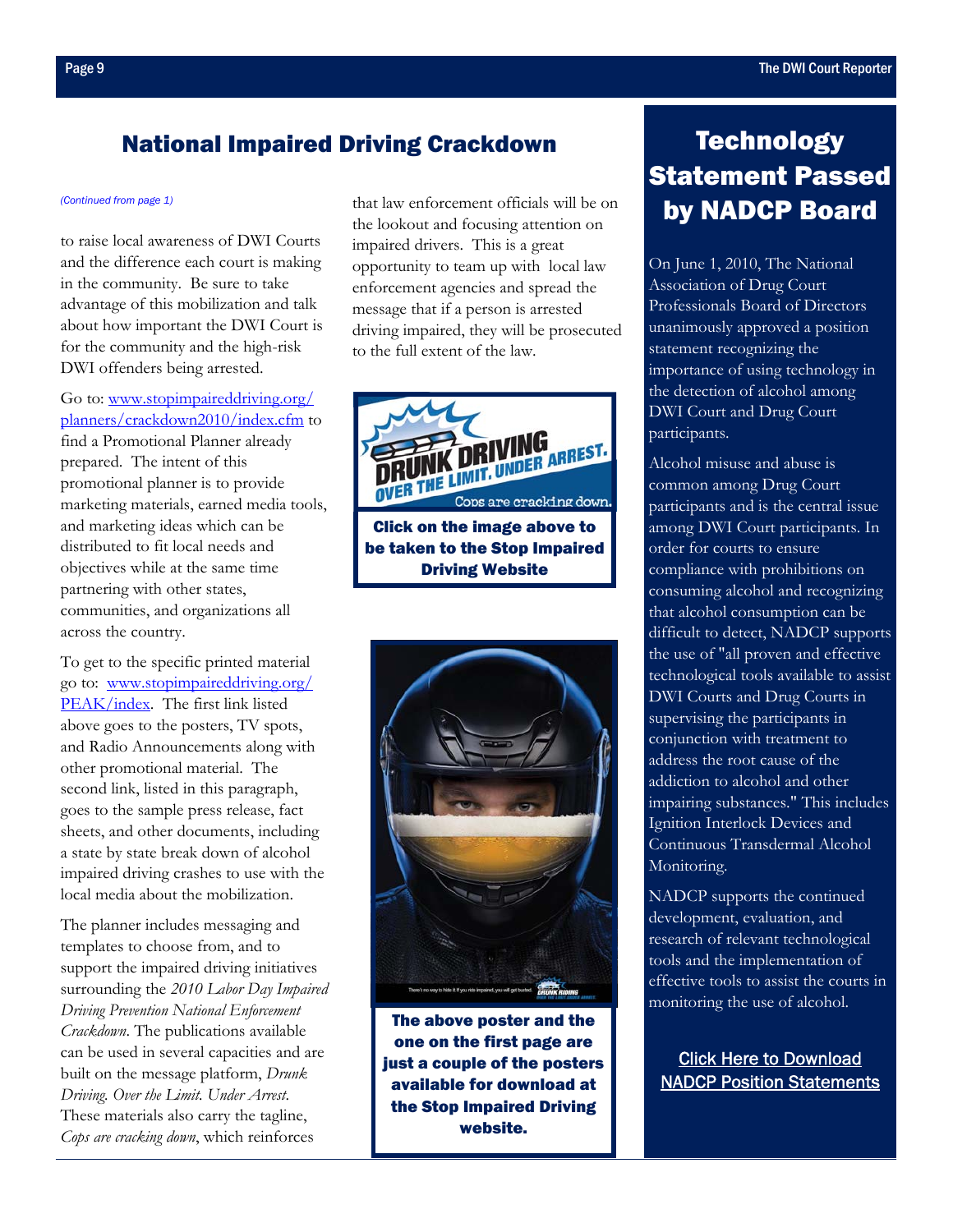## National Impaired Driving Crackdown

*(Continued from page 1)*

to raise local awareness of DWI Courts and the difference each court is making in the community. Be sure to take advantage of this mobilization and talk about how important the DWI Court is for the community and the high-risk DWI offenders being arrested.

Go to: www.stopimpaireddriving.org/planners/crackdown2010/index.cfm to find a Promotional Planner already prepared. The intent of this promotional planner is to provide marketing materials, earned media tools, and marketing ideas which can be distributed to fit local needs and objectives while at the same time partnering with other states, communities, and organizations all across the country.

To get to the specific printed material go to: www.stopimpaireddriving.org/PEAK/index. The first link listed above goes to the posters, TV spots, and Radio Announcements along with other promotional material. The second link, listed in this paragraph, goes to the sample press release, fact sheets, and other documents, including a state by state break down of alcohol impaired driving crashes to use with the local media about the mobilization.

The planner includes messaging and templates to choose from, and to support the impaired driving initiatives surrounding the *2010 Labor Day Impaired Driving Prevention National Enforcement Crackdown*. The publications available can be used in several capacities and are built on the message platform, *Drunk Driving. Over the Limit. Under Arrest.* These materials also carry the tagline, *Cops are cracking down*, which reinforces that law enforcement officials will be on the lookout and focusing attention on impaired drivers. This is a great opportunity to team up with local law enforcement agencies and spread the message that if a person is arrested driving impaired, they will be prosecuted to the full extent of the law.

**Click on the image above to be taken to the Stop Impaired Driving Website**

**The above poster and the one on the first page are just a couple of the posters available for download at the Stop Impaired Driving website.**

## Technology Statement Passed by NADCP Board

On June 1, 2010, The National Association of Drug Court Professionals Board of Directors unanimously approved a position statement recognizing the importance of using technology in the detection of alcohol among DWI Court and Drug Court participants.

Alcohol misuse and abuse is common among Drug Court participants and is the central issue among DWI Court participants. In order for courts to ensure compliance with prohibitions on consuming alcohol and recognizing that alcohol consumption can be difficult to detect, NADCP supports the use of "all proven and effective technological tools available to assist DWI Courts and Drug Courts in supervising the participants in conjunction with treatment to address the root cause of the addiction to alcohol and other impairing substances." This includes Ignition Interlock Devices and Continuous Transdermal Alcohol Monitoring.

NADCP supports the continued development, evaluation, and research of relevant technological tools and the implementation of effective tools to assist the courts in monitoring the use of alcohol.

Click Here to Download NADCP Position Statements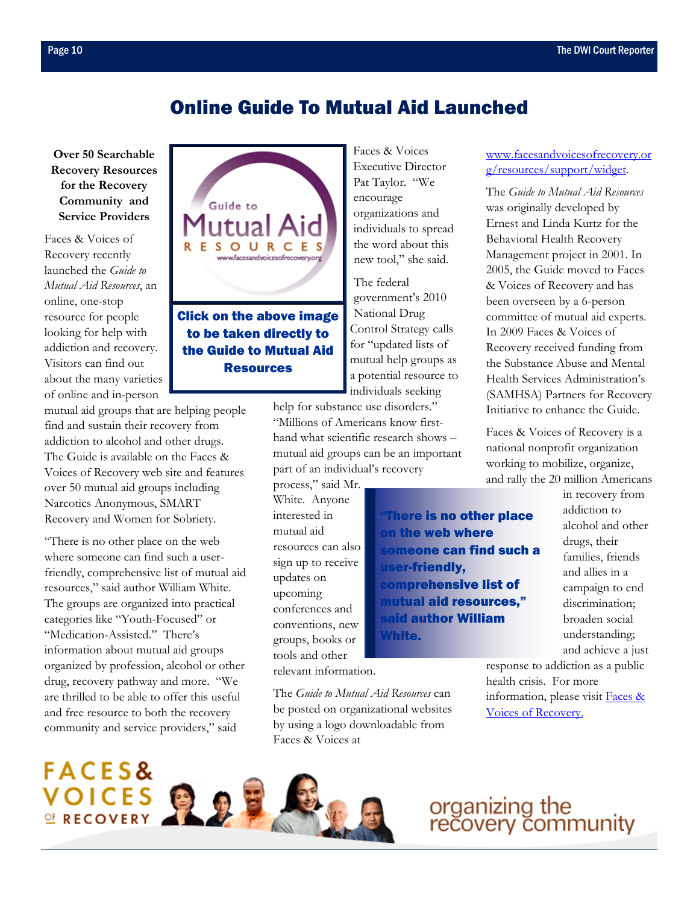# Online Guide To Mutual Aid Launched

**Over 50 Searchable Recovery Resources for the Recovery Community and Service Providers**

Faces & Voices of Recovery recently launched the *Guide to Mutual Aid Resources*, an online, one-stop resource for people looking for help with addiction and recovery. Visitors can find out about the many varieties of online and in-person mutual aid groups that are helping people find and sustain their recovery from addiction to alcohol and other drugs. The Guide is available on the Faces & Voices of Recovery web site and features over 50 mutual aid groups including Narcotics Anonymous, SMART Recovery and Women for Sobriety.

**Click on the above image to be taken directly to the Guide to Mutual Aid Resources**

"There is no other place on the web where someone can find such a user-friendly, comprehensive list of mutual aid resources," said author William White. The groups are organized into practical categories like "Youth-Focused" or "Medication-Assisted." There's information about mutual aid groups organized by profession, alcohol or other drug, recovery pathway and more. "We are thrilled to be able to offer this useful and free resource to both the recovery community and service providers," said Faces & Voices Executive Director Pat Taylor. "We encourage organizations and individuals to spread the word about this new tool," she said.

The federal government's 2010 National Drug Control Strategy calls for "updated lists of mutual help groups as a potential resource to individuals seeking help for substance use disorders." "Millions of Americans know first-hand what scientific research shows – mutual aid groups can be an important part of an individual's recovery process," said Mr. White. Anyone interested in mutual aid resources can also sign up to receive updates on upcoming conferences and conventions, new groups, books or tools and other relevant information.

**"There is no other place on the web where someone can find such a user-friendly, comprehensive list of mutual aid resources," said author William White.**

The *Guide to Mutual Aid Resources* can be posted on organizational websites by using a logo downloadable from Faces & Voices at [www.facesandvoicesofrecovery.org/resources/support/widget](www.facesandvoicesofrecovery.org/resources/support/widget).

The *Guide to Mutual Aid Resources* was originally developed by Ernest and Linda Kurtz for the Behavioral Health Recovery Management project in 2001. In 2005, the Guide moved to Faces & Voices of Recovery and has been overseen by a 6-person committee of mutual aid experts. In 2009 Faces & Voices of Recovery received funding from the Substance Abuse and Mental Health Services Administration's (SAMHSA) Partners for Recovery Initiative to enhance the Guide.

Faces & Voices of Recovery is a national nonprofit organization working to mobilize, organize, and rally the 20 million Americans in recovery from addiction to alcohol and other drugs, their families, friends and allies in a campaign to end discrimination; broaden social understanding; and achieve a just response to addiction as a public health crisis. For more information, please visit Faces & Voices of Recovery.

FACES & VOICES OF RECOVERY — organizing the recovery community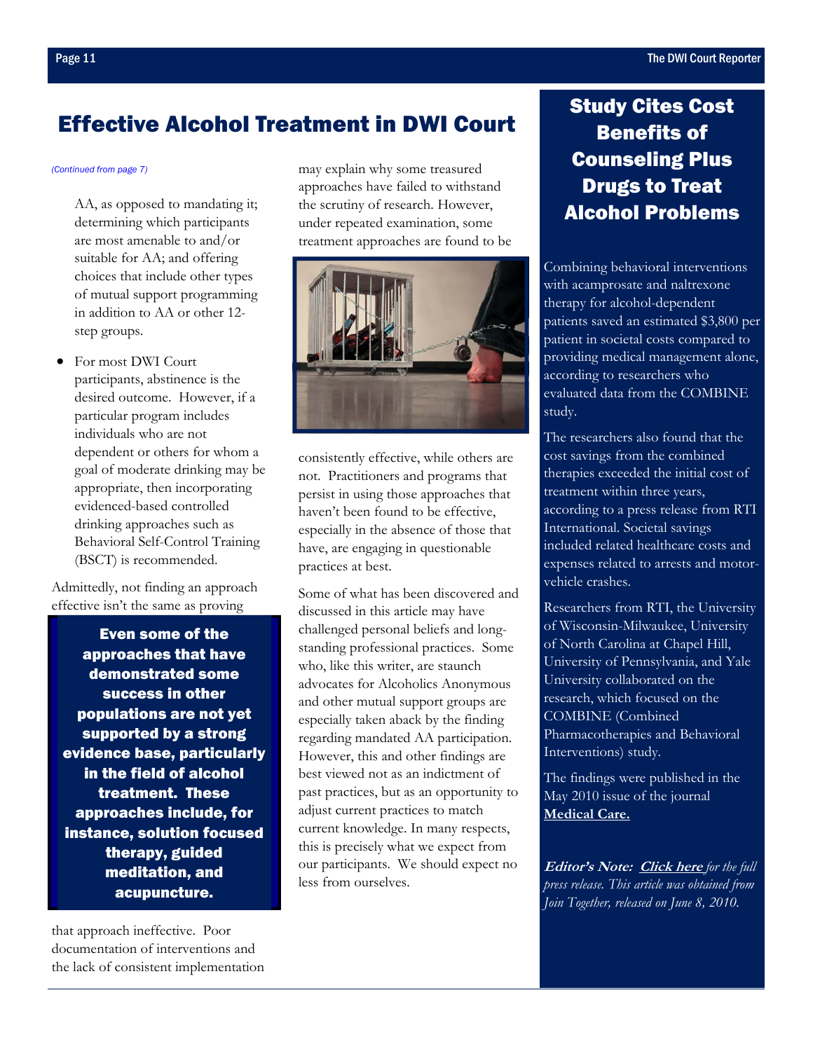# Effective Alcohol Treatment in DWI Court

*(Continued from page 7)*

AA, as opposed to mandating it; determining which participants are most amenable to and/or suitable for AA; and offering choices that include other types of mutual support programming in addition to AA or other 12-step groups.

- For most DWI Court participants, abstinence is the desired outcome. However, if a particular program includes individuals who are not dependent or others for whom a goal of moderate drinking may be appropriate, then incorporating evidenced-based controlled drinking approaches such as Behavioral Self-Control Training (BSCT) is recommended.

Admittedly, not finding an approach effective isn't the same as proving that approach ineffective. Poor documentation of interventions and the lack of consistent implementation may explain why some treasured approaches have failed to withstand the scrutiny of research. However, under repeated examination, some treatment approaches are found to be consistently effective, while others are not. Practitioners and programs that persist in using those approaches that haven't been found to be effective, especially in the absence of those that have, are engaging in questionable practices at best.

**Even some of the approaches that have demonstrated some success in other populations are not yet supported by a strong evidence base, particularly in the field of alcohol treatment. These approaches include, for instance, solution focused therapy, guided meditation, and acupuncture.**

Some of what has been discovered and discussed in this article may have challenged personal beliefs and long-standing professional practices. Some who, like this writer, are staunch advocates for Alcoholics Anonymous and other mutual support groups are especially taken aback by the finding regarding mandated AA participation. However, this and other findings are best viewed not as an indictment of past practices, but as an opportunity to adjust current practices to match current knowledge. In many respects, this is precisely what we expect from our participants. We should expect no less from ourselves.

## Study Cites Cost Benefits of Counseling Plus Drugs to Treat Alcohol Problems

Combining behavioral interventions with acamprosate and naltrexone therapy for alcohol-dependent patients saved an estimated $3,800 per patient in societal costs compared to providing medical management alone, according to researchers who evaluated data from the COMBINE study.

The researchers also found that the cost savings from the combined therapies exceeded the initial cost of treatment within three years, according to a press release from RTI International. Societal savings included related healthcare costs and expenses related to arrests and motor-vehicle crashes.

Researchers from RTI, the University of Wisconsin-Milwaukee, University of North Carolina at Chapel Hill, University of Pennsylvania, and Yale University collaborated on the research, which focused on the COMBINE (Combined Pharmacotherapies and Behavioral Interventions) study.

The findings were published in the May 2010 issue of the journal **Medical Care.**

***Editor's Note:*** ***Click here*** *for the full press release. This article was obtained from Join Together, released on June 8, 2010.*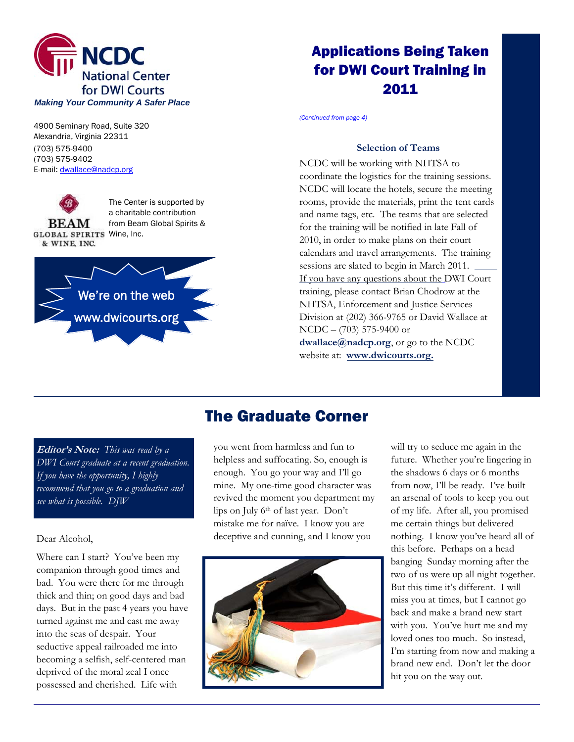**NCDC**
**National Center for DWI Courts**

*Making Your Community A Safer Place*

4900 Seminary Road, Suite 320
Alexandria, Virginia 22311
(703) 575-9400
(703) 575-9402
E-mail: dwallace@nadcp.org

BEAM GLOBAL SPIRITS & WINE, INC.

The Center is supported by a charitable contribution from Beam Global Spirits & Wine, Inc.

We're on the web
www.dwicourts.org

# Applications Being Taken for DWI Court Training in 2011

*(Continued from page 4)*

### Selection of Teams

NCDC will be working with NHTSA to coordinate the logistics for the training sessions. NCDC will locate the hotels, secure the meeting rooms, provide the materials, print the tent cards and name tags, etc. The teams that are selected for the training will be notified in late Fall of 2010, in order to make plans on their court calendars and travel arrangements. The training sessions are slated to begin in March 2011. If you have any questions about the DWI Court training, please contact Brian Chodrow at the NHTSA, Enforcement and Justice Services Division at (202) 366-9765 or David Wallace at NCDC – (703) 575-9400 or **dwallace@nadcp.org**, or go to the NCDC website at: **www.dwicourts.org.**

# The Graduate Corner

***Editor's Note:*** *This was read by a DWI Court graduate at a recent graduation. If you have the opportunity, I highly recommend that you go to a graduation and see what is possible. DJW*

Dear Alcohol,

Where can I start? You've been my companion through good times and bad. You were there for me through thick and thin; on good days and bad days. But in the past 4 years you have turned against me and cast me away into the seas of despair. Your seductive appeal railroaded me into becoming a selfish, self-centered man deprived of the moral zeal I once possessed and cherished. Life with you went from harmless and fun to helpless and suffocating. So, enough is enough. You go your way and I'll go mine. My one-time good character was revived the moment you department my lips on July 6th of last year. Don't mistake me for naïve. I know you are deceptive and cunning, and I know you will try to seduce me again in the future. Whether you're lingering in the shadows 6 days or 6 months from now, I'll be ready. I've built an arsenal of tools to keep you out of my life. After all, you promised me certain things but delivered nothing. I know you've heard all of this before. Perhaps on a head banging Sunday morning after the two of us were up all night together. But this time it's different. I will miss you at times, but I cannot go back and make a brand new start with you. You've hurt me and my loved ones too much. So instead, I'm starting from now and making a brand new end. Don't let the door hit you on the way out.